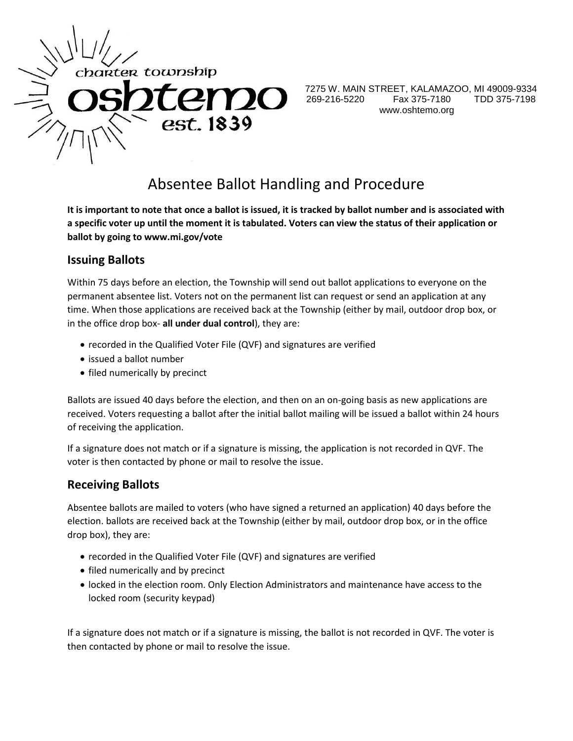charter township

oshtemo

est. 1839

7275 W. MAIN STREET, KALAMAZOO, MI 49009-9334
269-216-5220 Fax 375-7180 TDD 375-7198
www.oshtemo.org

# Absentee Ballot Handling and Procedure

**It is important to note that once a ballot is issued, it is tracked by ballot number and is associated with a specific voter up until the moment it is tabulated. Voters can view the status of their application or ballot by going to www.mi.gov/vote**

## Issuing Ballots

Within 75 days before an election, the Township will send out ballot applications to everyone on the permanent absentee list. Voters not on the permanent list can request or send an application at any time. When those applications are received back at the Township (either by mail, outdoor drop box, or in the office drop box- **all under dual control**), they are:

- recorded in the Qualified Voter File (QVF) and signatures are verified
- issued a ballot number
- filed numerically by precinct

Ballots are issued 40 days before the election, and then on an on-going basis as new applications are received. Voters requesting a ballot after the initial ballot mailing will be issued a ballot within 24 hours of receiving the application.

If a signature does not match or if a signature is missing, the application is not recorded in QVF. The voter is then contacted by phone or mail to resolve the issue.

## Receiving Ballots

Absentee ballots are mailed to voters (who have signed a returned an application) 40 days before the election. ballots are received back at the Township (either by mail, outdoor drop box, or in the office drop box), they are:

- recorded in the Qualified Voter File (QVF) and signatures are verified
- filed numerically and by precinct
- locked in the election room. Only Election Administrators and maintenance have access to the locked room (security keypad)

If a signature does not match or if a signature is missing, the ballot is not recorded in QVF. The voter is then contacted by phone or mail to resolve the issue.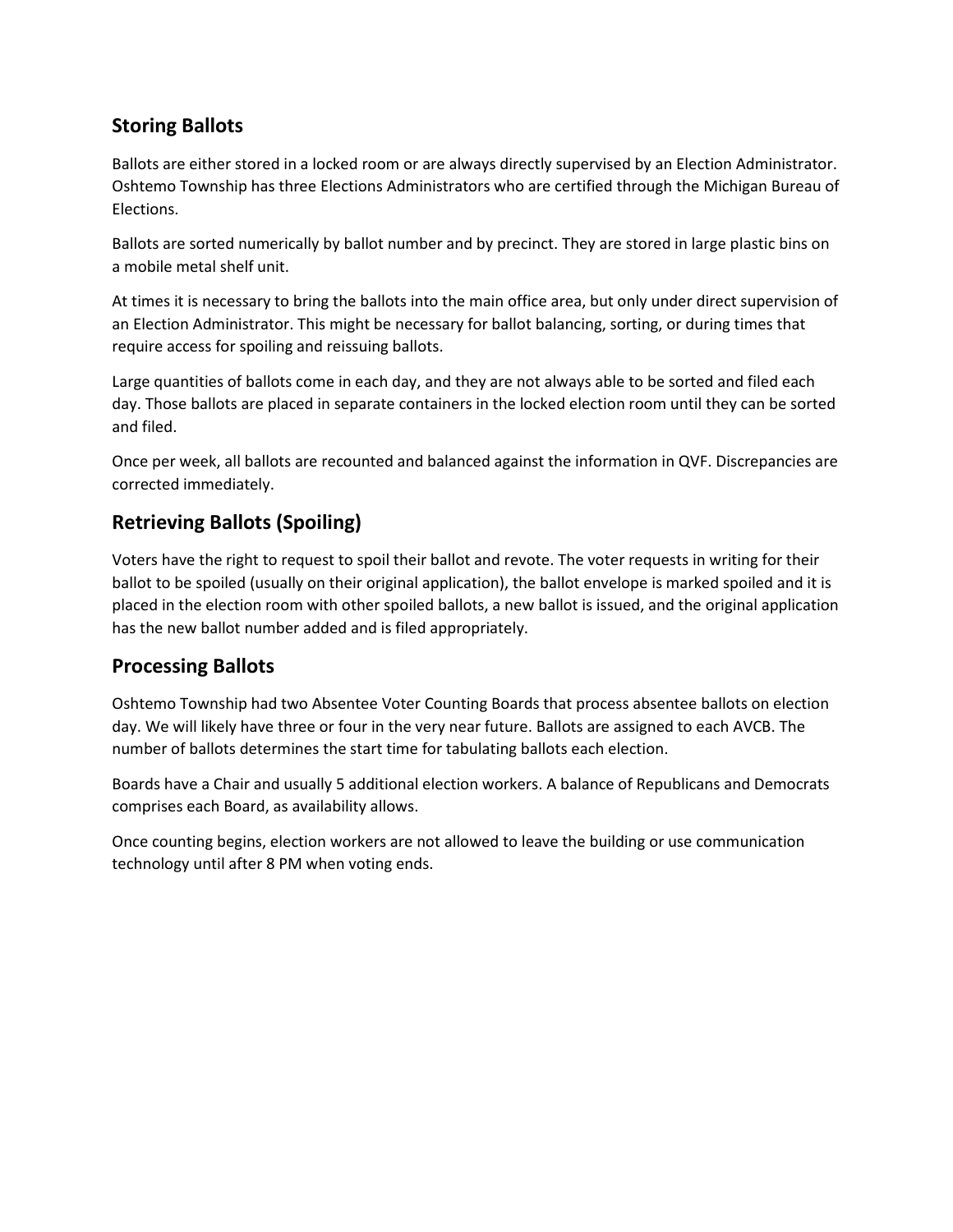## Storing Ballots

Ballots are either stored in a locked room or are always directly supervised by an Election Administrator. Oshtemo Township has three Elections Administrators who are certified through the Michigan Bureau of Elections.

Ballots are sorted numerically by ballot number and by precinct. They are stored in large plastic bins on a mobile metal shelf unit.

At times it is necessary to bring the ballots into the main office area, but only under direct supervision of an Election Administrator. This might be necessary for ballot balancing, sorting, or during times that require access for spoiling and reissuing ballots.

Large quantities of ballots come in each day, and they are not always able to be sorted and filed each day. Those ballots are placed in separate containers in the locked election room until they can be sorted and filed.

Once per week, all ballots are recounted and balanced against the information in QVF. Discrepancies are corrected immediately.

## Retrieving Ballots (Spoiling)

Voters have the right to request to spoil their ballot and revote. The voter requests in writing for their ballot to be spoiled (usually on their original application), the ballot envelope is marked spoiled and it is placed in the election room with other spoiled ballots, a new ballot is issued, and the original application has the new ballot number added and is filed appropriately.

## Processing Ballots

Oshtemo Township had two Absentee Voter Counting Boards that process absentee ballots on election day. We will likely have three or four in the very near future. Ballots are assigned to each AVCB. The number of ballots determines the start time for tabulating ballots each election.

Boards have a Chair and usually 5 additional election workers. A balance of Republicans and Democrats comprises each Board, as availability allows.

Once counting begins, election workers are not allowed to leave the building or use communication technology until after 8 PM when voting ends.